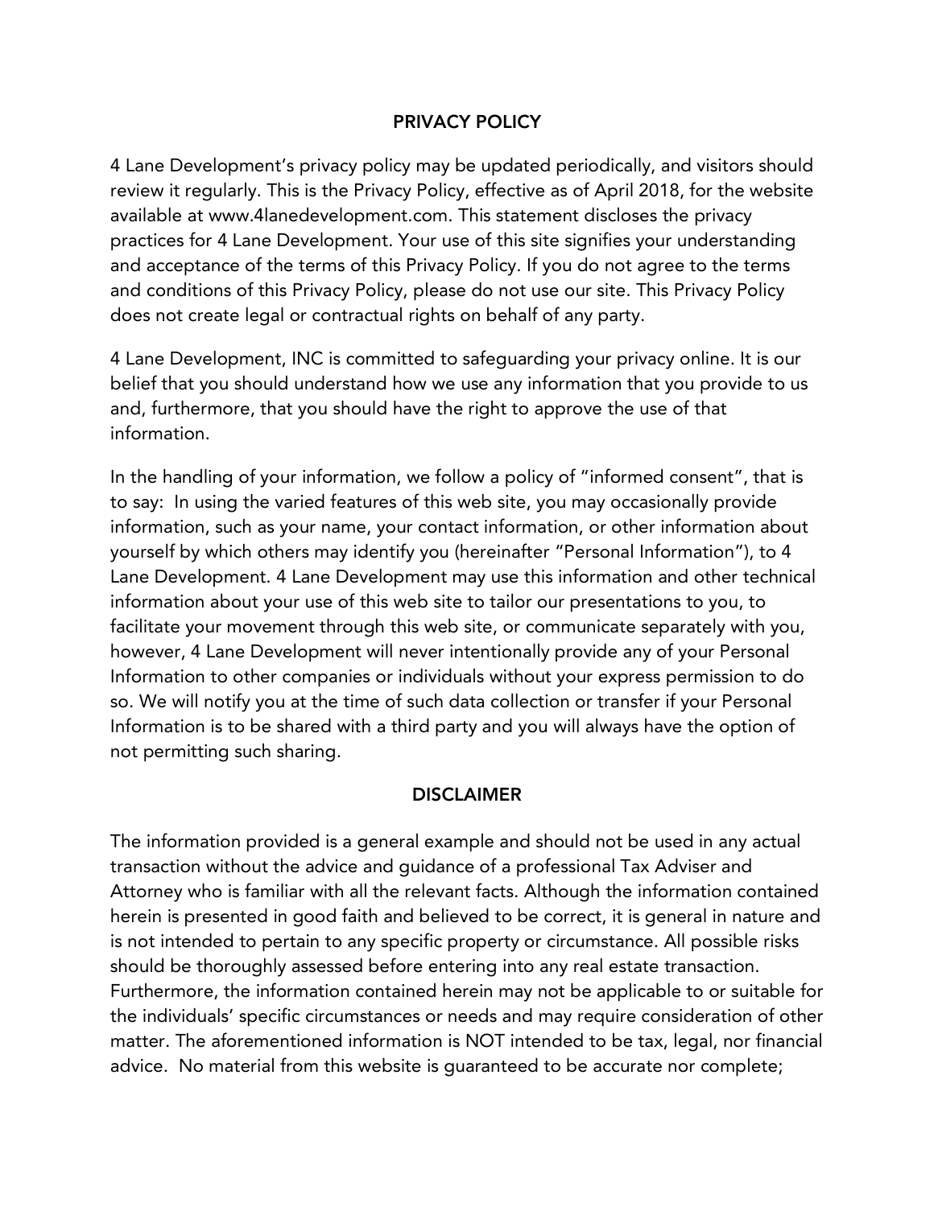## PRIVACY POLICY

4 Lane Development's privacy policy may be updated periodically, and visitors should review it regularly. This is the Privacy Policy, effective as of April 2018, for the website available at www.4lanedevelopment.com. This statement discloses the privacy practices for 4 Lane Development. Your use of this site signifies your understanding and acceptance of the terms of this Privacy Policy. If you do not agree to the terms and conditions of this Privacy Policy, please do not use our site. This Privacy Policy does not create legal or contractual rights on behalf of any party.

4 Lane Development, INC is committed to safeguarding your privacy online. It is our belief that you should understand how we use any information that you provide to us and, furthermore, that you should have the right to approve the use of that information.

In the handling of your information, we follow a policy of "informed consent", that is to say: In using the varied features of this web site, you may occasionally provide information, such as your name, your contact information, or other information about yourself by which others may identify you (hereinafter "Personal Information"), to 4 Lane Development. 4 Lane Development may use this information and other technical information about your use of this web site to tailor our presentations to you, to facilitate your movement through this web site, or communicate separately with you, however, 4 Lane Development will never intentionally provide any of your Personal Information to other companies or individuals without your express permission to do so. We will notify you at the time of such data collection or transfer if your Personal Information is to be shared with a third party and you will always have the option of not permitting such sharing.

## DISCLAIMER

The information provided is a general example and should not be used in any actual transaction without the advice and guidance of a professional Tax Adviser and Attorney who is familiar with all the relevant facts. Although the information contained herein is presented in good faith and believed to be correct, it is general in nature and is not intended to pertain to any specific property or circumstance. All possible risks should be thoroughly assessed before entering into any real estate transaction. Furthermore, the information contained herein may not be applicable to or suitable for the individuals' specific circumstances or needs and may require consideration of other matter. The aforementioned information is NOT intended to be tax, legal, nor financial advice. No material from this website is guaranteed to be accurate nor complete;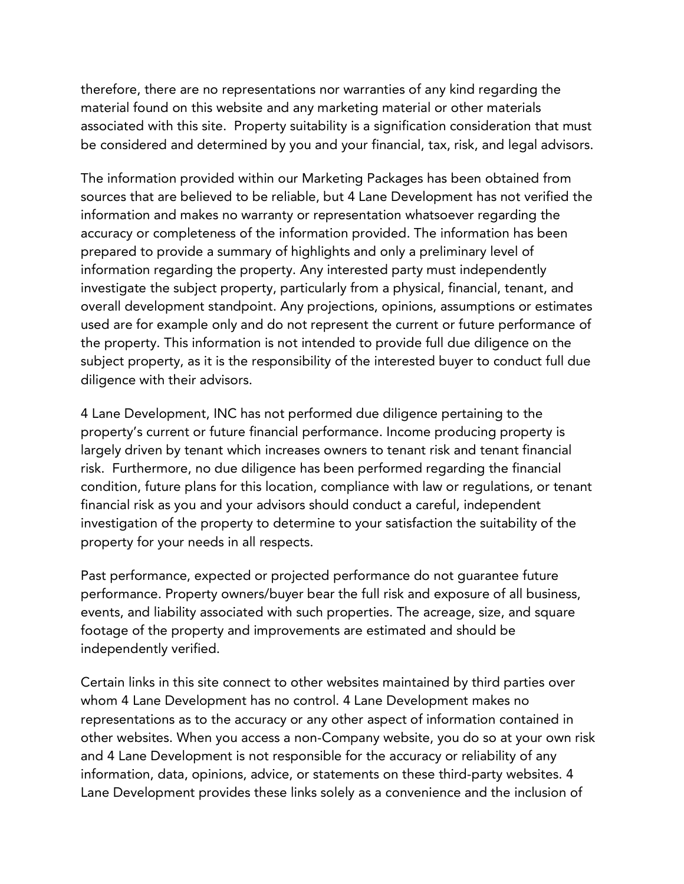therefore, there are no representations nor warranties of any kind regarding the material found on this website and any marketing material or other materials associated with this site. Property suitability is a signification consideration that must be considered and determined by you and your financial, tax, risk, and legal advisors.

The information provided within our Marketing Packages has been obtained from sources that are believed to be reliable, but 4 Lane Development has not verified the information and makes no warranty or representation whatsoever regarding the accuracy or completeness of the information provided. The information has been prepared to provide a summary of highlights and only a preliminary level of information regarding the property. Any interested party must independently investigate the subject property, particularly from a physical, financial, tenant, and overall development standpoint. Any projections, opinions, assumptions or estimates used are for example only and do not represent the current or future performance of the property. This information is not intended to provide full due diligence on the subject property, as it is the responsibility of the interested buyer to conduct full due diligence with their advisors.

4 Lane Development, INC has not performed due diligence pertaining to the property's current or future financial performance. Income producing property is largely driven by tenant which increases owners to tenant risk and tenant financial risk. Furthermore, no due diligence has been performed regarding the financial condition, future plans for this location, compliance with law or regulations, or tenant financial risk as you and your advisors should conduct a careful, independent investigation of the property to determine to your satisfaction the suitability of the property for your needs in all respects.

Past performance, expected or projected performance do not guarantee future performance. Property owners/buyer bear the full risk and exposure of all business, events, and liability associated with such properties. The acreage, size, and square footage of the property and improvements are estimated and should be independently verified.

Certain links in this site connect to other websites maintained by third parties over whom 4 Lane Development has no control. 4 Lane Development makes no representations as to the accuracy or any other aspect of information contained in other websites. When you access a non-Company website, you do so at your own risk and 4 Lane Development is not responsible for the accuracy or reliability of any information, data, opinions, advice, or statements on these third-party websites. 4 Lane Development provides these links solely as a convenience and the inclusion of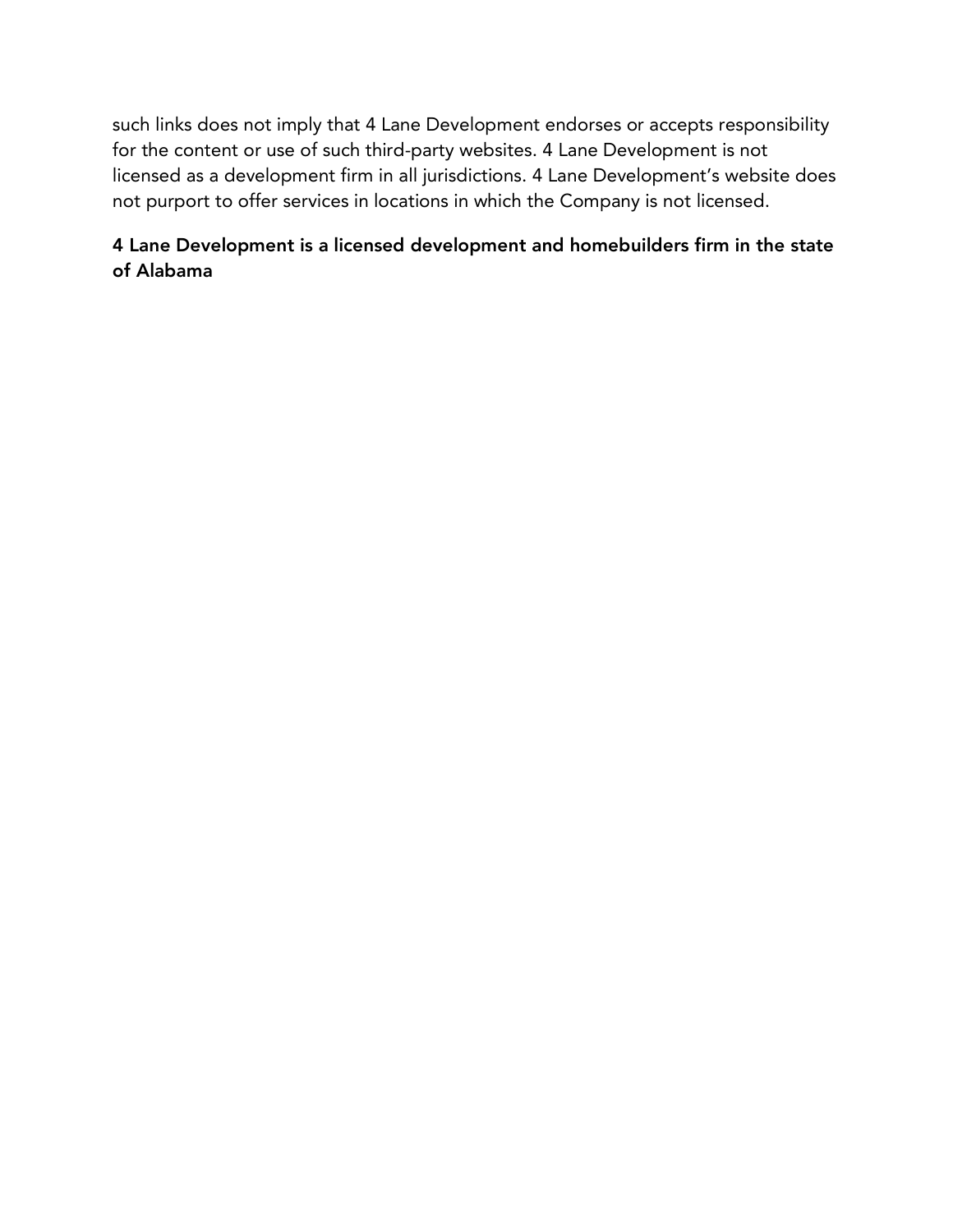such links does not imply that 4 Lane Development endorses or accepts responsibility for the content or use of such third-party websites. 4 Lane Development is not licensed as a development firm in all jurisdictions. 4 Lane Development's website does not purport to offer services in locations in which the Company is not licensed.

**4 Lane Development is a licensed development and homebuilders firm in the state of Alabama**